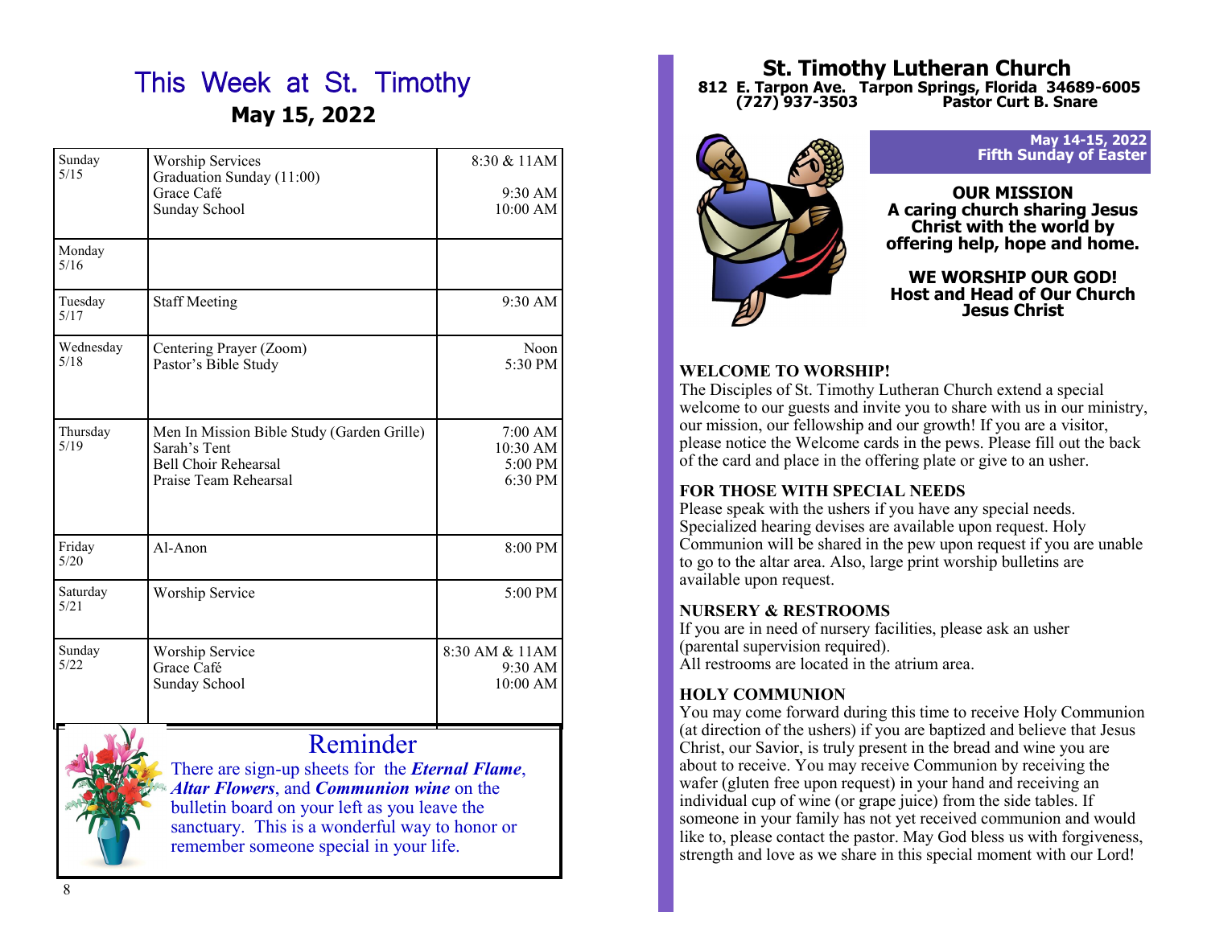# This Week at St. Timothy

## May 15, 2022

| Day | Event | Time |
|---|---|---|
| Sunday 5/15 | Worship Services<br>Graduation Sunday (11:00)<br>Grace Café<br>Sunday School | 8:30 & 11AM<br><br>9:30 AM<br>10:00 AM |
| Monday 5/16 | | |
| Tuesday 5/17 | Staff Meeting | 9:30 AM |
| Wednesday 5/18 | Centering Prayer (Zoom)<br>Pastor's Bible Study | Noon<br>5:30 PM |
| Thursday 5/19 | Men In Mission Bible Study (Garden Grille)<br>Sarah's Tent<br>Bell Choir Rehearsal<br>Praise Team Rehearsal | 7:00 AM<br>10:30 AM<br>5:00 PM<br>6:30 PM |
| Friday 5/20 | Al-Anon | 8:00 PM |
| Saturday 5/21 | Worship Service | 5:00 PM |
| Sunday 5/22 | Worship Service<br>Grace Café<br>Sunday School | 8:30 AM & 11AM<br>9:30 AM<br>10:00 AM |

## Reminder

There are sign-up sheets for the ***Eternal Flame***, ***Altar Flowers***, and ***Communion wine*** on the bulletin board on your left as you leave the sanctuary. This is a wonderful way to honor or remember someone special in your life.

# St. Timothy Lutheran Church

**812 E. Tarpon Ave. Tarpon Springs, Florida 34689-6005**
**(727) 937-3503 Pastor Curt B. Snare**

**May 14-15, 2022**
**Fifth Sunday of Easter**

**OUR MISSION**
**A caring church sharing Jesus Christ with the world by offering help, hope and home.**

**WE WORSHIP OUR GOD!**
**Host and Head of Our Church**
**Jesus Christ**

### WELCOME TO WORSHIP!

The Disciples of St. Timothy Lutheran Church extend a special welcome to our guests and invite you to share with us in our ministry, our mission, our fellowship and our growth! If you are a visitor, please notice the Welcome cards in the pews. Please fill out the back of the card and place in the offering plate or give to an usher.

### FOR THOSE WITH SPECIAL NEEDS

Please speak with the ushers if you have any special needs. Specialized hearing devises are available upon request. Holy Communion will be shared in the pew upon request if you are unable to go to the altar area. Also, large print worship bulletins are available upon request.

### NURSERY & RESTROOMS

If you are in need of nursery facilities, please ask an usher (parental supervision required).
All restrooms are located in the atrium area.

### HOLY COMMUNION

You may come forward during this time to receive Holy Communion (at direction of the ushers) if you are baptized and believe that Jesus Christ, our Savior, is truly present in the bread and wine you are about to receive. You may receive Communion by receiving the wafer (gluten free upon request) in your hand and receiving an individual cup of wine (or grape juice) from the side tables. If someone in your family has not yet received communion and would like to, please contact the pastor. May God bless us with forgiveness, strength and love as we share in this special moment with our Lord!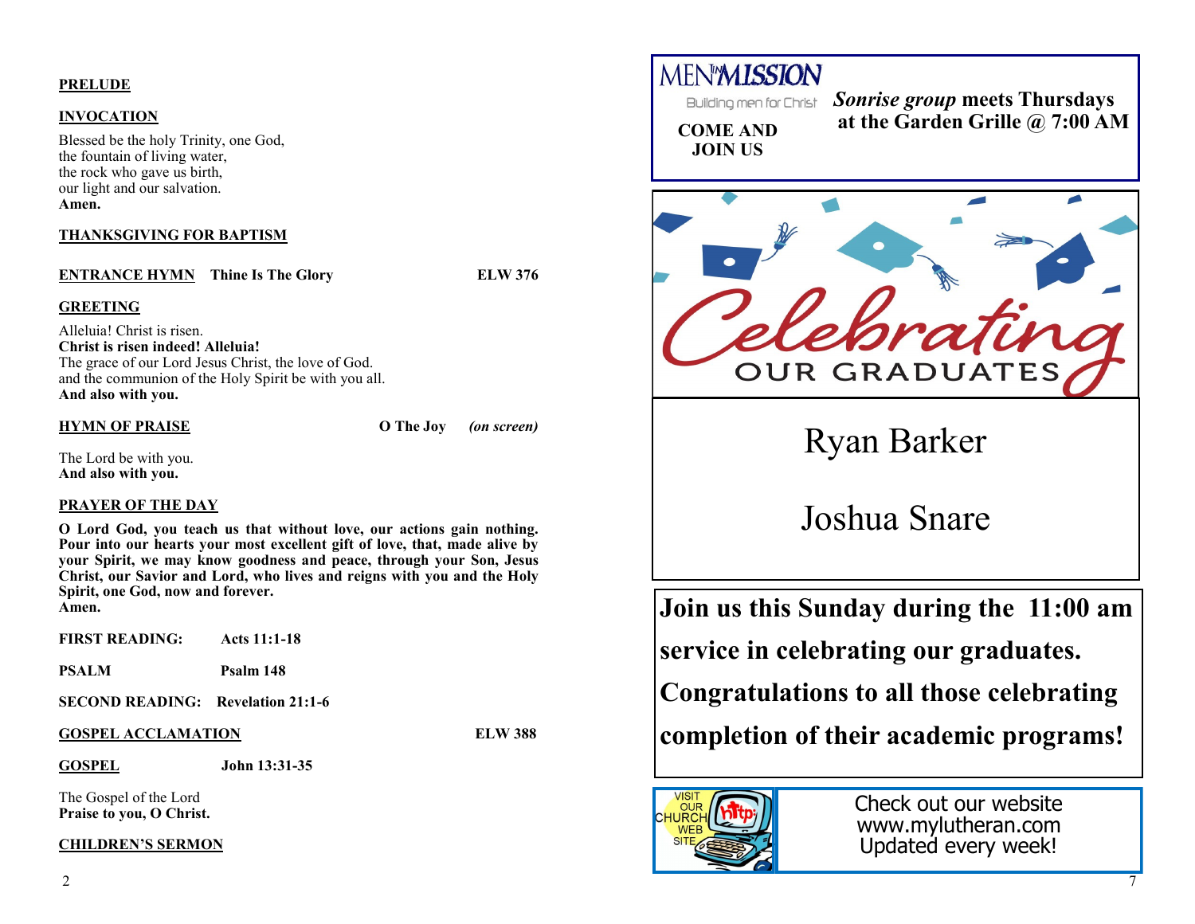**PRELUDE**

**INVOCATION**

Blessed be the holy Trinity, one God,
the fountain of living water,
the rock who gave us birth,
our light and our salvation.
**Amen.**

**THANKSGIVING FOR BAPTISM**

**ENTRANCE HYMN** **Thine Is The Glory** **ELW 376**

**GREETING**

Alleluia! Christ is risen.
**Christ is risen indeed! Alleluia!**
The grace of our Lord Jesus Christ, the love of God.
and the communion of the Holy Spirit be with you all.
**And also with you.**

**HYMN OF PRAISE** **O The Joy** ***(on screen)***

The Lord be with you.
**And also with you.**

**PRAYER OF THE DAY**

**O Lord God, you teach us that without love, our actions gain nothing. Pour into our hearts your most excellent gift of love, that, made alive by your Spirit, we may know goodness and peace, through your Son, Jesus Christ, our Savior and Lord, who lives and reigns with you and the Holy Spirit, one God, now and forever.**
**Amen.**

**FIRST READING:** **Acts 11:1-18**

**PSALM** **Psalm 148**

**SECOND READING:** **Revelation 21:1-6**

**GOSPEL ACCLAMATION** **ELW 388**

**GOSPEL** **John 13:31-35**

The Gospel of the Lord
**Praise to you, O Christ.**

**CHILDREN'S SERMON**

MEN IN MISSION
Building men for Christ

**COME AND JOIN US**

***Sonrise group*** **meets Thursdays at the Garden Grille @ 7:00 AM**

Celebrating OUR GRADUATES

Ryan Barker

Joshua Snare

**Join us this Sunday during the 11:00 am service in celebrating our graduates. Congratulations to all those celebrating completion of their academic programs!**

VISIT OUR CHURCH WEB SITE

Check out our website
www.mylutheran.com
Updated every week!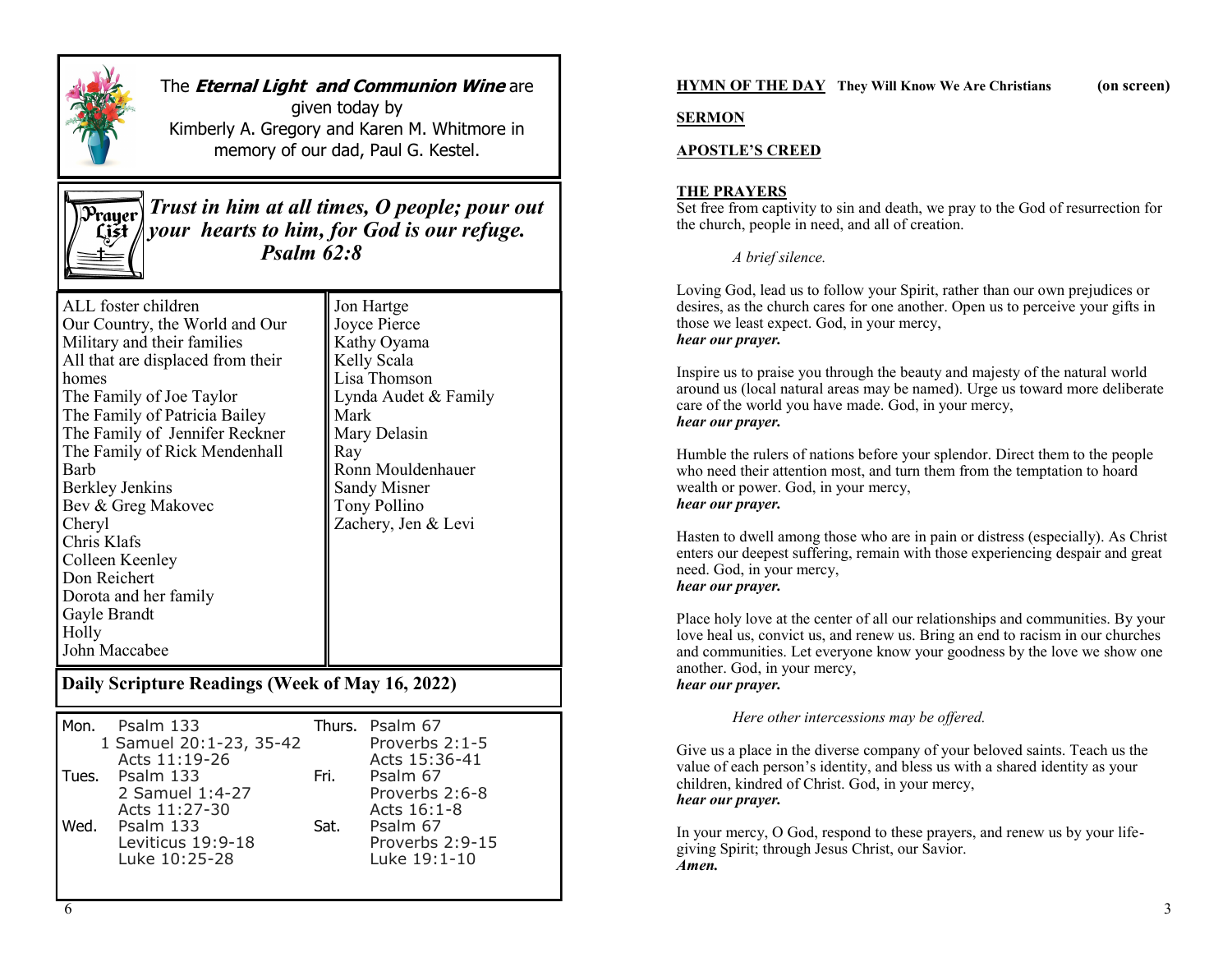The ***Eternal Light and Communion Wine*** are given today by Kimberly A. Gregory and Karen M. Whitmore in memory of our dad, Paul G. Kestel.

## Prayer List

***Trust in him at all times, O people; pour out your hearts to him, for God is our refuge.***
***Psalm 62:8***

ALL foster children
Our Country, the World and Our Military and their families
All that are displaced from their homes
The Family of Joe Taylor
The Family of Patricia Bailey
The Family of Jennifer Reckner
The Family of Rick Mendenhall
Barb
Berkley Jenkins
Bev & Greg Makovec
Cheryl
Chris Klafs
Colleen Keenley
Don Reichert
Dorota and her family
Gayle Brandt
Holly
John Maccabee
Jon Hartge
Joyce Pierce
Kathy Oyama
Kelly Scala
Lisa Thomson
Lynda Audet & Family
Mark
Mary Delasin
Ray
Ronn Mouldenhauer
Sandy Misner
Tony Pollino
Zachery, Jen & Levi

## Daily Scripture Readings (Week of May 16, 2022)

| Day | Readings | Day | Readings |
|---|---|---|---|
| Mon. | Psalm 133<br>1 Samuel 20:1-23, 35-42<br>Acts 11:19-26 | Thurs. | Psalm 67<br>Proverbs 2:1-5<br>Acts 15:36-41 |
| Tues. | Psalm 133<br>2 Samuel 1:4-27<br>Acts 11:27-30 | Fri. | Psalm 67<br>Proverbs 2:6-8<br>Acts 16:1-8 |
| Wed. | Psalm 133<br>Leviticus 19:9-18<br>Luke 10:25-28 | Sat. | Psalm 67<br>Proverbs 2:9-15<br>Luke 19:1-10 |

**HYMN OF THE DAY** **They Will Know We Are Christians** **(on screen)**

**SERMON**

**APOSTLE'S CREED**

**THE PRAYERS**

Set free from captivity to sin and death, we pray to the God of resurrection for the church, people in need, and all of creation.

*A brief silence.*

Loving God, lead us to follow your Spirit, rather than our own prejudices or desires, as the church cares for one another. Open us to perceive your gifts in those we least expect. God, in your mercy,
***hear our prayer.***

Inspire us to praise you through the beauty and majesty of the natural world around us (local natural areas may be named). Urge us toward more deliberate care of the world you have made. God, in your mercy,
***hear our prayer.***

Humble the rulers of nations before your splendor. Direct them to the people who need their attention most, and turn them from the temptation to hoard wealth or power. God, in your mercy,
***hear our prayer.***

Hasten to dwell among those who are in pain or distress (especially). As Christ enters our deepest suffering, remain with those experiencing despair and great need. God, in your mercy,
***hear our prayer.***

Place holy love at the center of all our relationships and communities. By your love heal us, convict us, and renew us. Bring an end to racism in our churches and communities. Let everyone know your goodness by the love we show one another. God, in your mercy,
***hear our prayer.***

*Here other intercessions may be offered.*

Give us a place in the diverse company of your beloved saints. Teach us the value of each person's identity, and bless us with a shared identity as your children, kindred of Christ. God, in your mercy,
***hear our prayer.***

In your mercy, O God, respond to these prayers, and renew us by your life-giving Spirit; through Jesus Christ, our Savior.
***Amen.***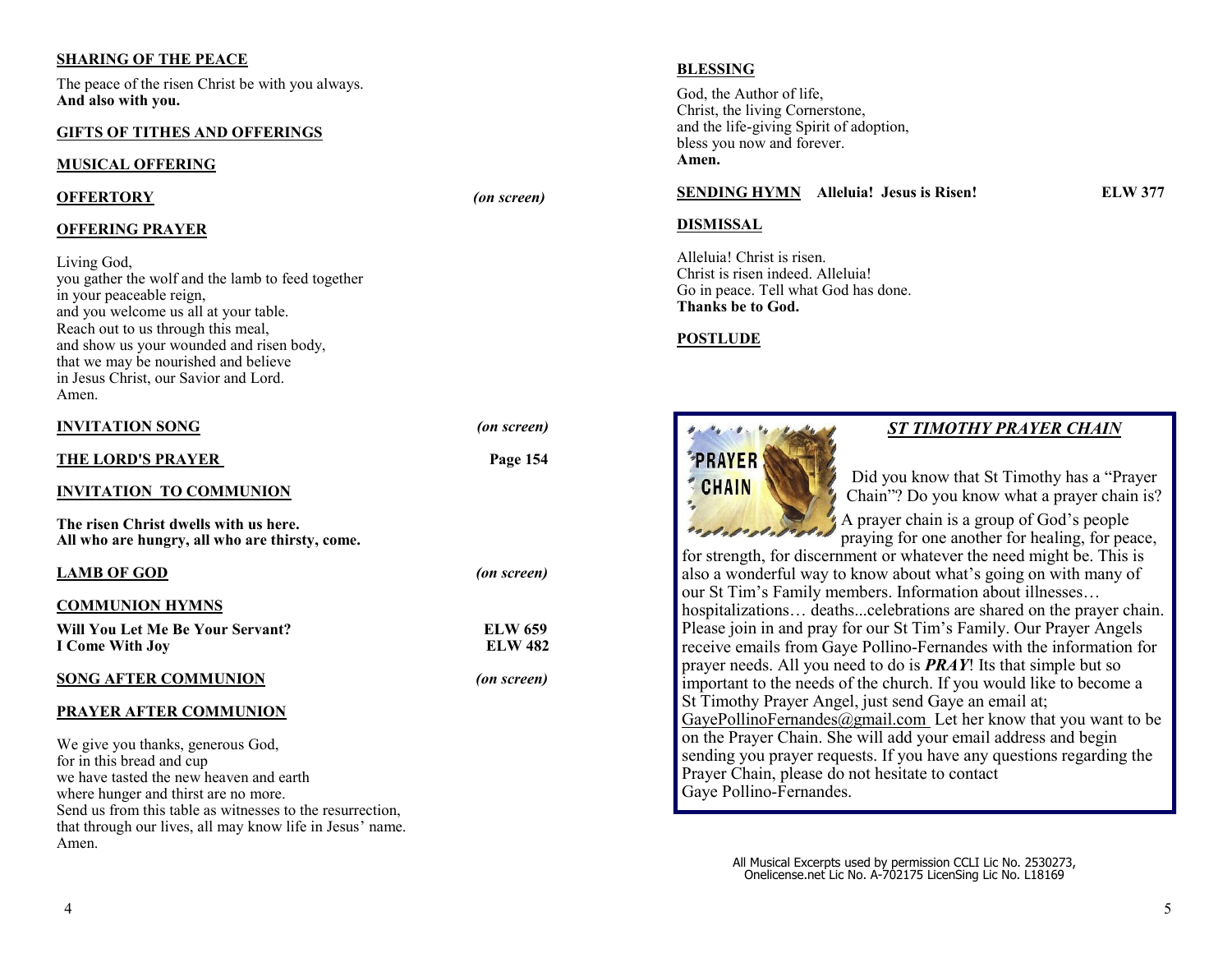**SHARING OF THE PEACE**

The peace of the risen Christ be with you always.
**And also with you.**

**GIFTS OF TITHES AND OFFERINGS**

**MUSICAL OFFERING**

**OFFERTORY** *(on screen)*

**OFFERING PRAYER**

Living God,
you gather the wolf and the lamb to feed together
in your peaceable reign,
and you welcome us all at your table.
Reach out to us through this meal,
and show us your wounded and risen body,
that we may be nourished and believe
in Jesus Christ, our Savior and Lord.
Amen.

**INVITATION SONG** *(on screen)*

**THE LORD'S PRAYER** **Page 154**

**INVITATION TO COMMUNION**

**The risen Christ dwells with us here.**
**All who are hungry, all who are thirsty, come.**

**LAMB OF GOD** *(on screen)*

**COMMUNION HYMNS**

**Will You Let Me Be Your Servant?** **ELW 659**
**I Come With Joy** **ELW 482**

**SONG AFTER COMMUNION** *(on screen)*

**PRAYER AFTER COMMUNION**

We give you thanks, generous God,
for in this bread and cup
we have tasted the new heaven and earth
where hunger and thirst are no more.
Send us from this table as witnesses to the resurrection,
that through our lives, all may know life in Jesus' name.
Amen.

**BLESSING**

God, the Author of life,
Christ, the living Cornerstone,
and the life-giving Spirit of adoption,
bless you now and forever.
**Amen.**

**SENDING HYMN** **Alleluia! Jesus is Risen!** **ELW 377**

**DISMISSAL**

Alleluia! Christ is risen.
Christ is risen indeed. Alleluia!
Go in peace. Tell what God has done.
**Thanks be to God.**

**POSTLUDE**

## *ST TIMOTHY PRAYER CHAIN*

Did you know that St Timothy has a "Prayer Chain"? Do you know what a prayer chain is? A prayer chain is a group of God's people praying for one another for healing, for peace, for strength, for discernment or whatever the need might be. This is also a wonderful way to know about what's going on with many of our St Tim's Family members. Information about illnesses… hospitalizations… deaths...celebrations are shared on the prayer chain. Please join in and pray for our St Tim's Family. Our Prayer Angels receive emails from Gaye Pollino-Fernandes with the information for prayer needs. All you need to do is ***PRAY***! Its that simple but so important to the needs of the church. If you would like to become a St Timothy Prayer Angel, just send Gaye an email at; GayePollinoFernandes@gmail.com Let her know that you want to be on the Prayer Chain. She will add your email address and begin sending you prayer requests. If you have any questions regarding the Prayer Chain, please do not hesitate to contact Gaye Pollino-Fernandes.

All Musical Excerpts used by permission CCLI Lic No. 2530273, Onelicense.net Lic No. A-702175 LicenSing Lic No. L18169